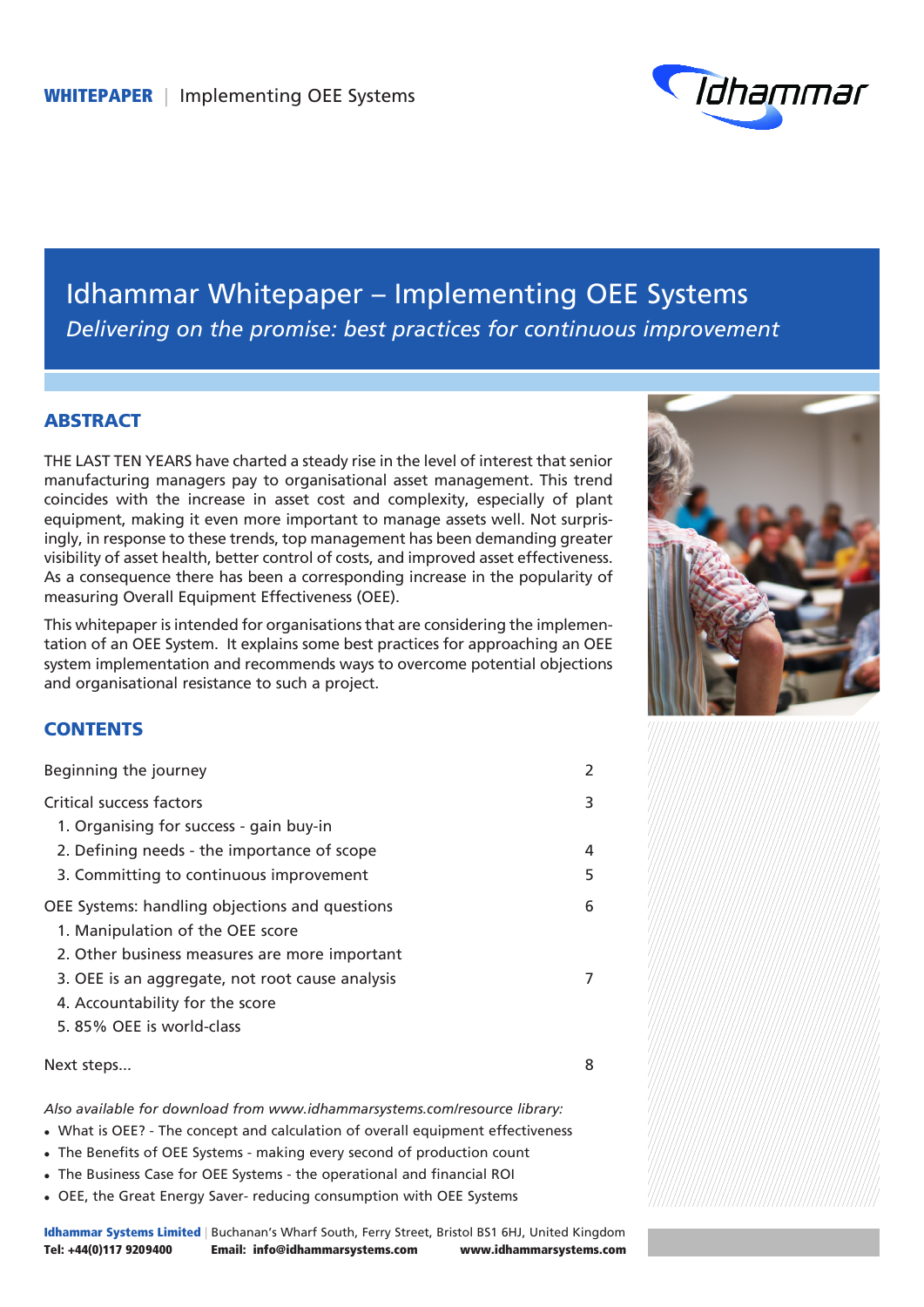**WHITEPAPER** | Implementing OEE Systems

# Idhammar Whitepaper – Implementing OEE Systems

*Delivering on the promise: best practices for continuous improvement*

## ABSTRACT

THE LAST TEN YEARS have charted a steady rise in the level of interest that senior manufacturing managers pay to organisational asset management. This trend coincides with the increase in asset cost and complexity, especially of plant equipment, making it even more important to manage assets well. Not surprisingly, in response to these trends, top management has been demanding greater visibility of asset health, better control of costs, and improved asset effectiveness. As a consequence there has been a corresponding increase in the popularity of measuring Overall Equipment Effectiveness (OEE).

This whitepaper is intended for organisations that are considering the implementation of an OEE System. It explains some best practices for approaching an OEE system implementation and recommends ways to overcome potential objections and organisational resistance to such a project.

## CONTENTS

| | |
|---|---|
| Beginning the journey | 2 |
| Critical success factors | 3 |
| 1. Organising for success - gain buy-in | |
| 2. Defining needs - the importance of scope | 4 |
| 3. Committing to continuous improvement | 5 |
| OEE Systems: handling objections and questions | 6 |
| 1. Manipulation of the OEE score | |
| 2. Other business measures are more important | |
| 3. OEE is an aggregate, not root cause analysis | 7 |
| 4. Accountability for the score | |
| 5. 85% OEE is world-class | |
| Next steps... | 8 |

*Also available for download from www.idhammarsystems.com/resource library:*

- What is OEE? - The concept and calculation of overall equipment effectiveness
- The Benefits of OEE Systems - making every second of production count
- The Business Case for OEE Systems - the operational and financial ROI
- OEE, the Great Energy Saver- reducing consumption with OEE Systems

**Idhammar Systems Limited** | Buchanan's Wharf South, Ferry Street, Bristol BS1 6HJ, United Kingdom
**Tel: +44(0)117 9209400** **Email: info@idhammarsystems.com** **www.idhammarsystems.com**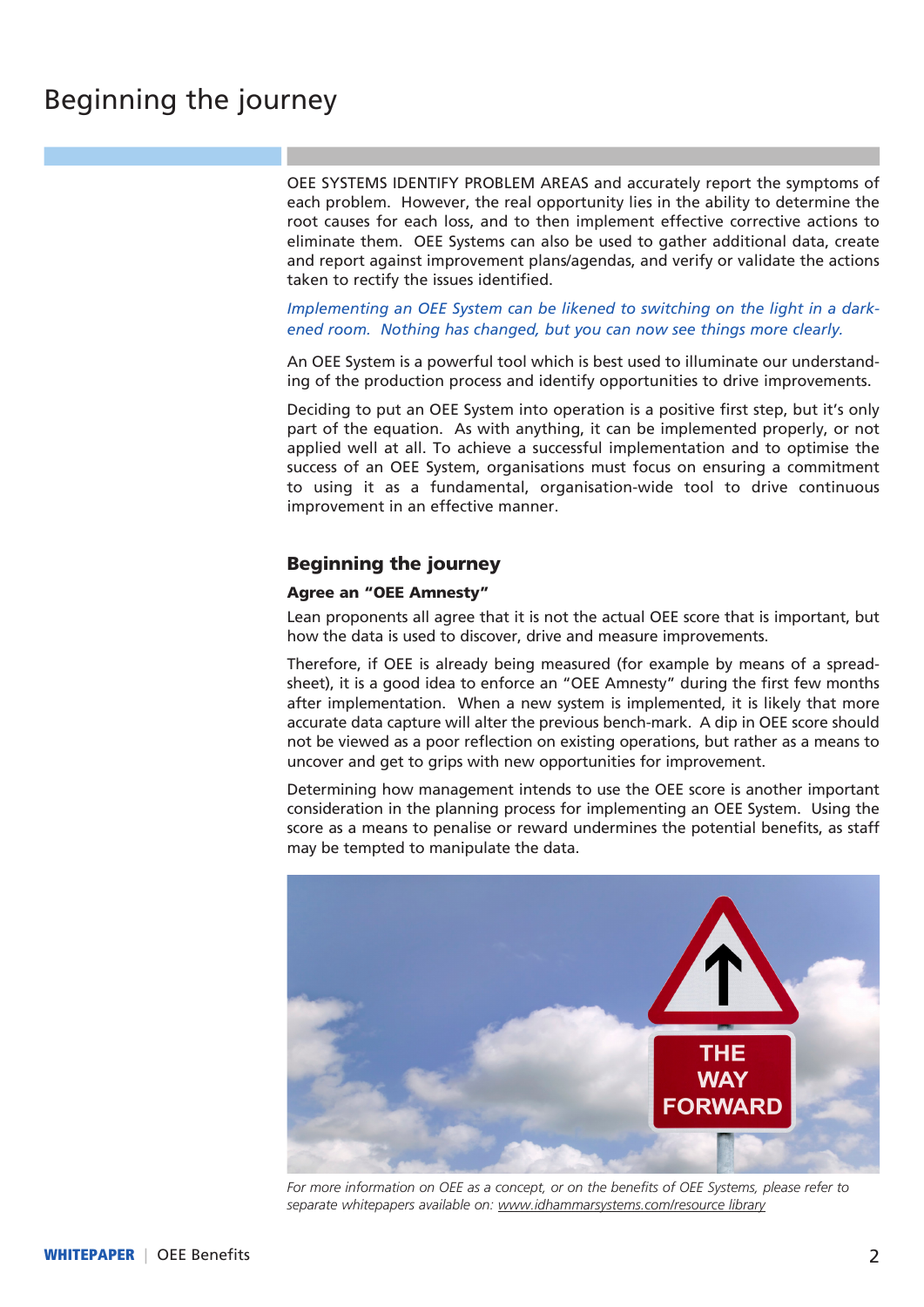# Beginning the journey

OEE SYSTEMS IDENTIFY PROBLEM AREAS and accurately report the symptoms of each problem. However, the real opportunity lies in the ability to determine the root causes for each loss, and to then implement effective corrective actions to eliminate them. OEE Systems can also be used to gather additional data, create and report against improvement plans/agendas, and verify or validate the actions taken to rectify the issues identified.

*Implementing an OEE System can be likened to switching on the light in a darkened room. Nothing has changed, but you can now see things more clearly.*

An OEE System is a powerful tool which is best used to illuminate our understanding of the production process and identify opportunities to drive improvements.

Deciding to put an OEE System into operation is a positive first step, but it's only part of the equation. As with anything, it can be implemented properly, or not applied well at all. To achieve a successful implementation and to optimise the success of an OEE System, organisations must focus on ensuring a commitment to using it as a fundamental, organisation-wide tool to drive continuous improvement in an effective manner.

## Beginning the journey

### Agree an "OEE Amnesty"

Lean proponents all agree that it is not the actual OEE score that is important, but how the data is used to discover, drive and measure improvements.

Therefore, if OEE is already being measured (for example by means of a spreadsheet), it is a good idea to enforce an "OEE Amnesty" during the first few months after implementation. When a new system is implemented, it is likely that more accurate data capture will alter the previous bench-mark. A dip in OEE score should not be viewed as a poor reflection on existing operations, but rather as a means to uncover and get to grips with new opportunities for improvement.

Determining how management intends to use the OEE score is another important consideration in the planning process for implementing an OEE System. Using the score as a means to penalise or reward undermines the potential benefits, as staff may be tempted to manipulate the data.

*For more information on OEE as a concept, or on the benefits of OEE Systems, please refer to separate whitepapers available on: www.idhammarsystems.com/resource library*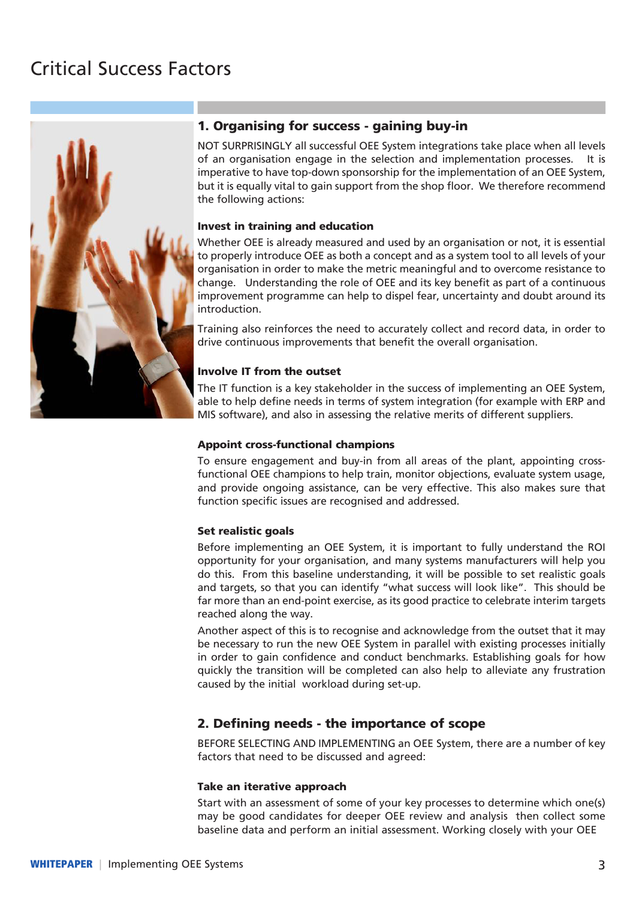# Critical Success Factors

## 1. Organising for success - gaining buy-in

NOT SURPRISINGLY all successful OEE System integrations take place when all levels of an organisation engage in the selection and implementation processes. It is imperative to have top-down sponsorship for the implementation of an OEE System, but it is equally vital to gain support from the shop floor. We therefore recommend the following actions:

### Invest in training and education

Whether OEE is already measured and used by an organisation or not, it is essential to properly introduce OEE as both a concept and as a system tool to all levels of your organisation in order to make the metric meaningful and to overcome resistance to change. Understanding the role of OEE and its key benefit as part of a continuous improvement programme can help to dispel fear, uncertainty and doubt around its introduction.

Training also reinforces the need to accurately collect and record data, in order to drive continuous improvements that benefit the overall organisation.

### Involve IT from the outset

The IT function is a key stakeholder in the success of implementing an OEE System, able to help define needs in terms of system integration (for example with ERP and MIS software), and also in assessing the relative merits of different suppliers.

### Appoint cross-functional champions

To ensure engagement and buy-in from all areas of the plant, appointing cross-functional OEE champions to help train, monitor objections, evaluate system usage, and provide ongoing assistance, can be very effective. This also makes sure that function specific issues are recognised and addressed.

### Set realistic goals

Before implementing an OEE System, it is important to fully understand the ROI opportunity for your organisation, and many systems manufacturers will help you do this. From this baseline understanding, it will be possible to set realistic goals and targets, so that you can identify "what success will look like". This should be far more than an end-point exercise, as its good practice to celebrate interim targets reached along the way.

Another aspect of this is to recognise and acknowledge from the outset that it may be necessary to run the new OEE System in parallel with existing processes initially in order to gain confidence and conduct benchmarks. Establishing goals for how quickly the transition will be completed can also help to alleviate any frustration caused by the initial workload during set-up.

## 2. Defining needs - the importance of scope

BEFORE SELECTING AND IMPLEMENTING an OEE System, there are a number of key factors that need to be discussed and agreed:

### Take an iterative approach

Start with an assessment of some of your key processes to determine which one(s) may be good candidates for deeper OEE review and analysis then collect some baseline data and perform an initial assessment. Working closely with your OEE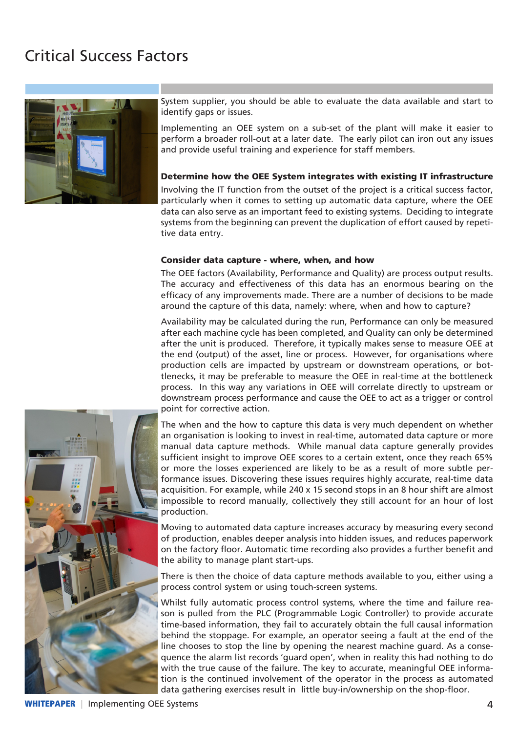# Critical Success Factors

System supplier, you should be able to evaluate the data available and start to identify gaps or issues.

Implementing an OEE system on a sub-set of the plant will make it easier to perform a broader roll-out at a later date. The early pilot can iron out any issues and provide useful training and experience for staff members.

**Determine how the OEE System integrates with existing IT infrastructure**

Involving the IT function from the outset of the project is a critical success factor, particularly when it comes to setting up automatic data capture, where the OEE data can also serve as an important feed to existing systems. Deciding to integrate systems from the beginning can prevent the duplication of effort caused by repetitive data entry.

**Consider data capture - where, when, and how**

The OEE factors (Availability, Performance and Quality) are process output results. The accuracy and effectiveness of this data has an enormous bearing on the efficacy of any improvements made. There are a number of decisions to be made around the capture of this data, namely: where, when and how to capture?

Availability may be calculated during the run, Performance can only be measured after each machine cycle has been completed, and Quality can only be determined after the unit is produced. Therefore, it typically makes sense to measure OEE at the end (output) of the asset, line or process. However, for organisations where production cells are impacted by upstream or downstream operations, or bottlenecks, it may be preferable to measure the OEE in real-time at the bottleneck process. In this way any variations in OEE will correlate directly to upstream or downstream process performance and cause the OEE to act as a trigger or control point for corrective action.

The when and the how to capture this data is very much dependent on whether an organisation is looking to invest in real-time, automated data capture or more manual data capture methods. While manual data capture generally provides sufficient insight to improve OEE scores to a certain extent, once they reach 65% or more the losses experienced are likely to be as a result of more subtle performance issues. Discovering these issues requires highly accurate, real-time data acquisition. For example, while 240 x 15 second stops in an 8 hour shift are almost impossible to record manually, collectively they still account for an hour of lost production.

Moving to automated data capture increases accuracy by measuring every second of production, enables deeper analysis into hidden issues, and reduces paperwork on the factory floor. Automatic time recording also provides a further benefit and the ability to manage plant start-ups.

There is then the choice of data capture methods available to you, either using a process control system or using touch-screen systems.

Whilst fully automatic process control systems, where the time and failure reason is pulled from the PLC (Programmable Logic Controller) to provide accurate time-based information, they fail to accurately obtain the full causal information behind the stoppage. For example, an operator seeing a fault at the end of the line chooses to stop the line by opening the nearest machine guard. As a consequence the alarm list records 'guard open', when in reality this had nothing to do with the true cause of the failure. The key to accurate, meaningful OEE information is the continued involvement of the operator in the process as automated data gathering exercises result in little buy-in/ownership on the shop-floor.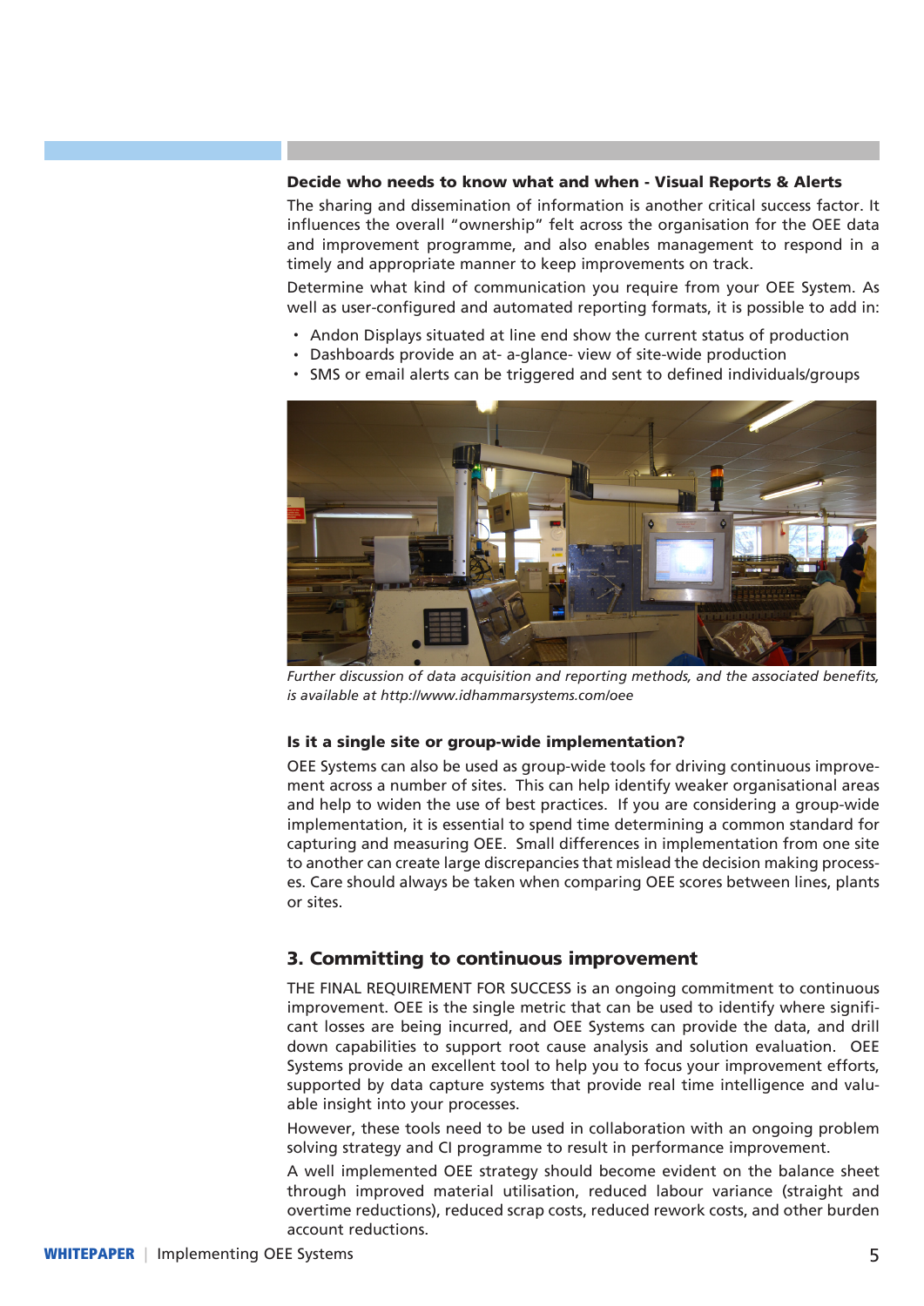**Decide who needs to know what and when - Visual Reports & Alerts**

The sharing and dissemination of information is another critical success factor. It influences the overall "ownership" felt across the organisation for the OEE data and improvement programme, and also enables management to respond in a timely and appropriate manner to keep improvements on track.

Determine what kind of communication you require from your OEE System. As well as user-configured and automated reporting formats, it is possible to add in:

- Andon Displays situated at line end show the current status of production
- Dashboards provide an at- a-glance- view of site-wide production
- SMS or email alerts can be triggered and sent to defined individuals/groups

*Further discussion of data acquisition and reporting methods, and the associated benefits, is available at http://www.idhammarsystems.com/oee*

**Is it a single site or group-wide implementation?**

OEE Systems can also be used as group-wide tools for driving continuous improvement across a number of sites. This can help identify weaker organisational areas and help to widen the use of best practices. If you are considering a group-wide implementation, it is essential to spend time determining a common standard for capturing and measuring OEE. Small differences in implementation from one site to another can create large discrepancies that mislead the decision making processes. Care should always be taken when comparing OEE scores between lines, plants or sites.

## 3. Committing to continuous improvement

THE FINAL REQUIREMENT FOR SUCCESS is an ongoing commitment to continuous improvement. OEE is the single metric that can be used to identify where significant losses are being incurred, and OEE Systems can provide the data, and drill down capabilities to support root cause analysis and solution evaluation. OEE Systems provide an excellent tool to help you to focus your improvement efforts, supported by data capture systems that provide real time intelligence and valuable insight into your processes.

However, these tools need to be used in collaboration with an ongoing problem solving strategy and CI programme to result in performance improvement.

A well implemented OEE strategy should become evident on the balance sheet through improved material utilisation, reduced labour variance (straight and overtime reductions), reduced scrap costs, reduced rework costs, and other burden account reductions.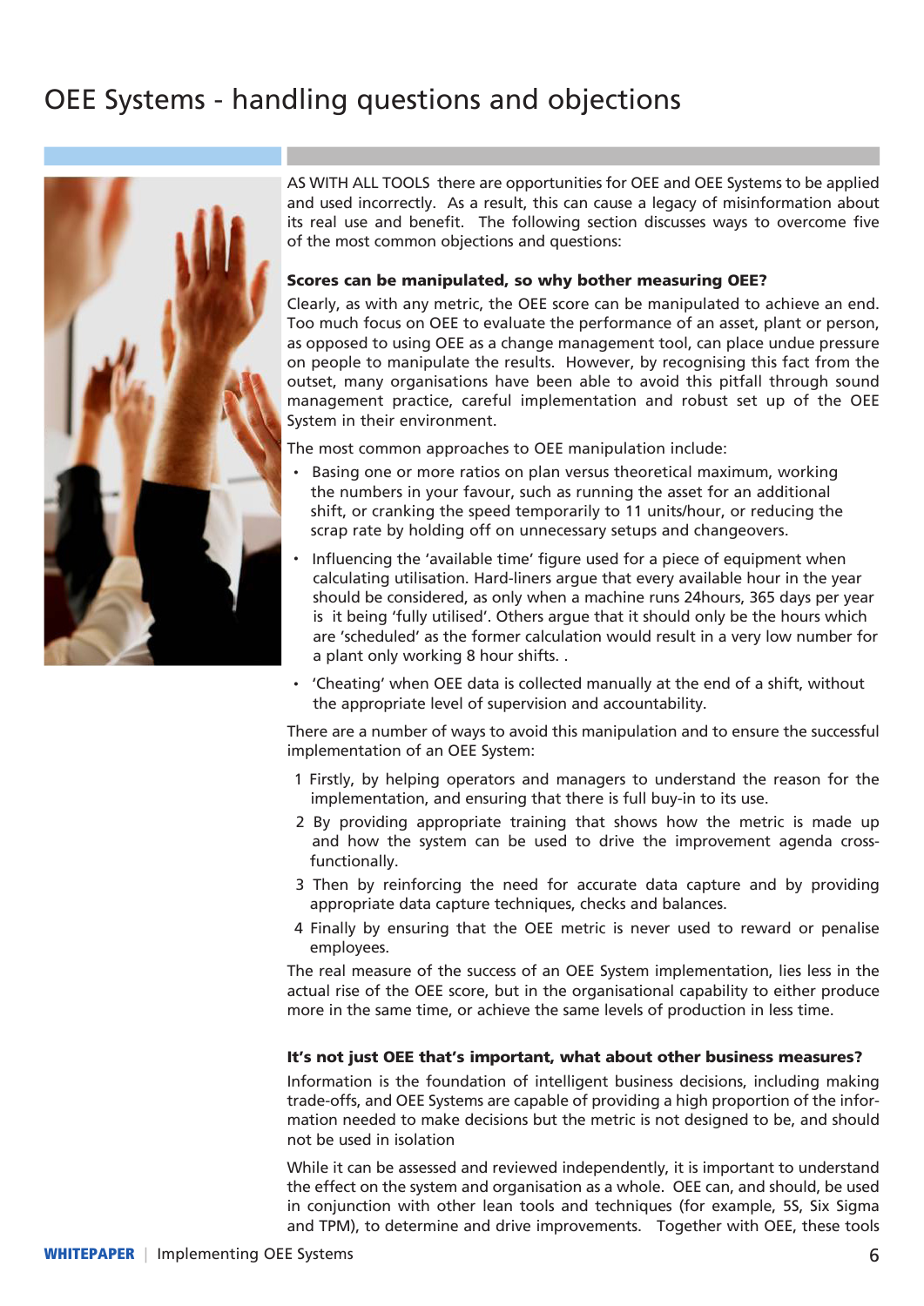# OEE Systems - handling questions and objections

AS WITH ALL TOOLS there are opportunities for OEE and OEE Systems to be applied and used incorrectly. As a result, this can cause a legacy of misinformation about its real use and benefit. The following section discusses ways to overcome five of the most common objections and questions:

**Scores can be manipulated, so why bother measuring OEE?**

Clearly, as with any metric, the OEE score can be manipulated to achieve an end. Too much focus on OEE to evaluate the performance of an asset, plant or person, as opposed to using OEE as a change management tool, can place undue pressure on people to manipulate the results. However, by recognising this fact from the outset, many organisations have been able to avoid this pitfall through sound management practice, careful implementation and robust set up of the OEE System in their environment.

The most common approaches to OEE manipulation include:

- Basing one or more ratios on plan versus theoretical maximum, working the numbers in your favour, such as running the asset for an additional shift, or cranking the speed temporarily to 11 units/hour, or reducing the scrap rate by holding off on unnecessary setups and changeovers.
- Influencing the 'available time' figure used for a piece of equipment when calculating utilisation. Hard-liners argue that every available hour in the year should be considered, as only when a machine runs 24hours, 365 days per year is it being 'fully utilised'. Others argue that it should only be the hours which are 'scheduled' as the former calculation would result in a very low number for a plant only working 8 hour shifts. .
- 'Cheating' when OEE data is collected manually at the end of a shift, without the appropriate level of supervision and accountability.

There are a number of ways to avoid this manipulation and to ensure the successful implementation of an OEE System:

1. Firstly, by helping operators and managers to understand the reason for the implementation, and ensuring that there is full buy-in to its use.
2. By providing appropriate training that shows how the metric is made up and how the system can be used to drive the improvement agenda cross-functionally.
3. Then by reinforcing the need for accurate data capture and by providing appropriate data capture techniques, checks and balances.
4. Finally by ensuring that the OEE metric is never used to reward or penalise employees.

The real measure of the success of an OEE System implementation, lies less in the actual rise of the OEE score, but in the organisational capability to either produce more in the same time, or achieve the same levels of production in less time.

**It's not just OEE that's important, what about other business measures?**

Information is the foundation of intelligent business decisions, including making trade-offs, and OEE Systems are capable of providing a high proportion of the information needed to make decisions but the metric is not designed to be, and should not be used in isolation

While it can be assessed and reviewed independently, it is important to understand the effect on the system and organisation as a whole. OEE can, and should, be used in conjunction with other lean tools and techniques (for example, 5S, Six Sigma and TPM), to determine and drive improvements. Together with OEE, these tools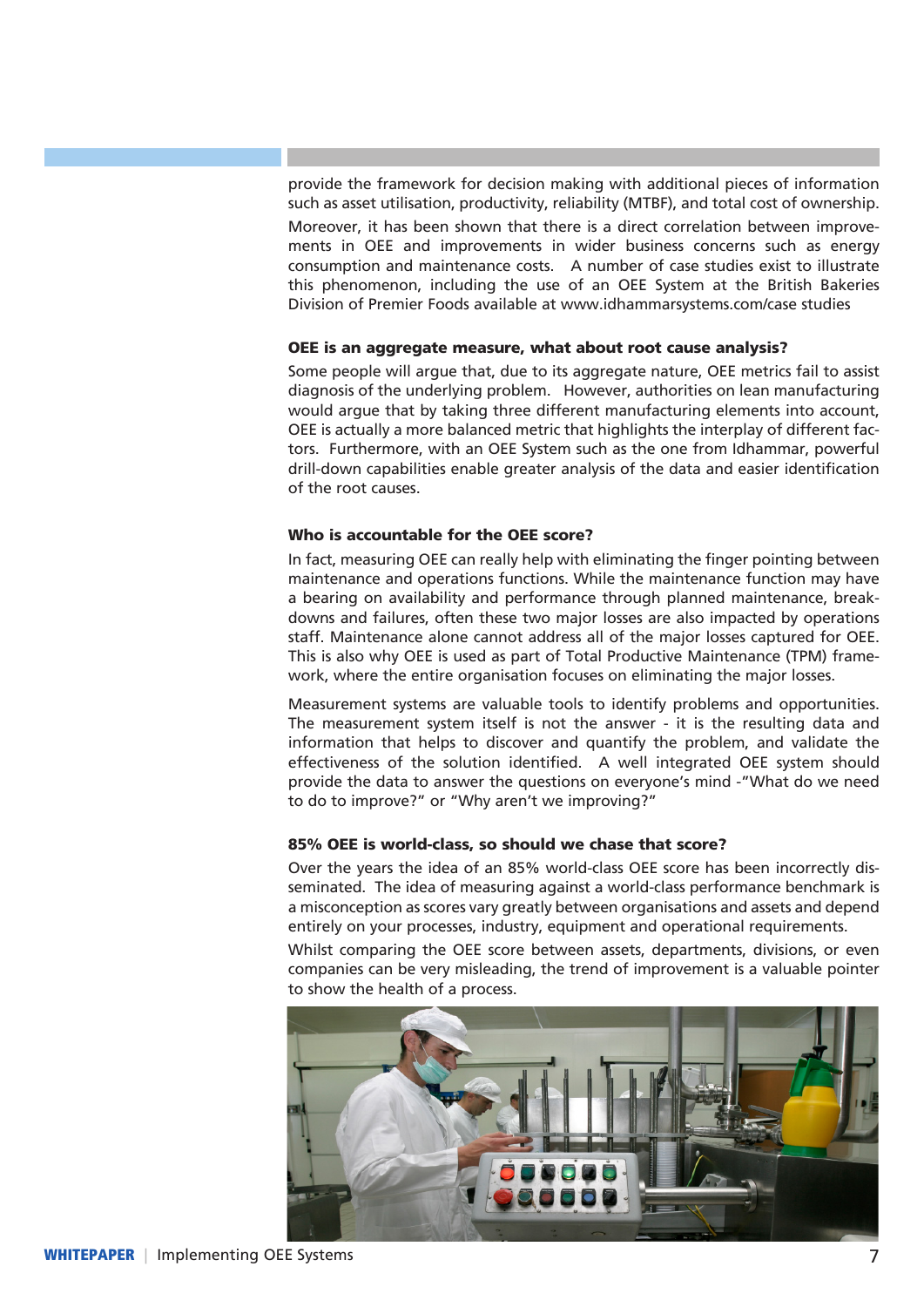provide the framework for decision making with additional pieces of information such as asset utilisation, productivity, reliability (MTBF), and total cost of ownership.

Moreover, it has been shown that there is a direct correlation between improvements in OEE and improvements in wider business concerns such as energy consumption and maintenance costs. A number of case studies exist to illustrate this phenomenon, including the use of an OEE System at the British Bakeries Division of Premier Foods available at www.idhammarsystems.com/case studies

### OEE is an aggregate measure, what about root cause analysis?

Some people will argue that, due to its aggregate nature, OEE metrics fail to assist diagnosis of the underlying problem. However, authorities on lean manufacturing would argue that by taking three different manufacturing elements into account, OEE is actually a more balanced metric that highlights the interplay of different factors. Furthermore, with an OEE System such as the one from Idhammar, powerful drill-down capabilities enable greater analysis of the data and easier identification of the root causes.

### Who is accountable for the OEE score?

In fact, measuring OEE can really help with eliminating the finger pointing between maintenance and operations functions. While the maintenance function may have a bearing on availability and performance through planned maintenance, breakdowns and failures, often these two major losses are also impacted by operations staff. Maintenance alone cannot address all of the major losses captured for OEE. This is also why OEE is used as part of Total Productive Maintenance (TPM) framework, where the entire organisation focuses on eliminating the major losses.

Measurement systems are valuable tools to identify problems and opportunities. The measurement system itself is not the answer - it is the resulting data and information that helps to discover and quantify the problem, and validate the effectiveness of the solution identified. A well integrated OEE system should provide the data to answer the questions on everyone's mind -"What do we need to do to improve?" or "Why aren't we improving?"

### 85% OEE is world-class, so should we chase that score?

Over the years the idea of an 85% world-class OEE score has been incorrectly disseminated. The idea of measuring against a world-class performance benchmark is a misconception as scores vary greatly between organisations and assets and depend entirely on your processes, industry, equipment and operational requirements.

Whilst comparing the OEE score between assets, departments, divisions, or even companies can be very misleading, the trend of improvement is a valuable pointer to show the health of a process.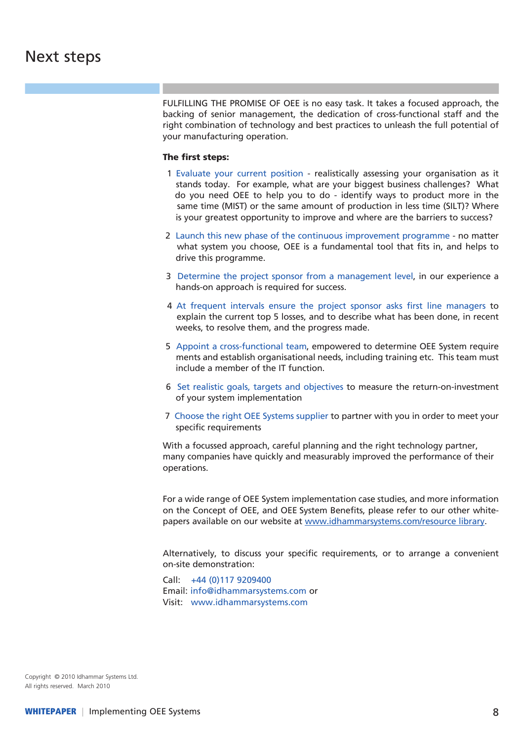# Next steps

FULFILLING THE PROMISE OF OEE is no easy task. It takes a focused approach, the backing of senior management, the dedication of cross-functional staff and the right combination of technology and best practices to unleash the full potential of your manufacturing operation.

**The first steps:**

1. Evaluate your current position - realistically assessing your organisation as it stands today. For example, what are your biggest business challenges? What do you need OEE to help you to do - identify ways to product more in the same time (MIST) or the same amount of production in less time (SILT)? Where is your greatest opportunity to improve and where are the barriers to success?
2. Launch this new phase of the continuous improvement programme - no matter what system you choose, OEE is a fundamental tool that fits in, and helps to drive this programme.
3. Determine the project sponsor from a management level, in our experience a hands-on approach is required for success.
4. At frequent intervals ensure the project sponsor asks first line managers to explain the current top 5 losses, and to describe what has been done, in recent weeks, to resolve them, and the progress made.
5. Appoint a cross-functional team, empowered to determine OEE System require ments and establish organisational needs, including training etc. This team must include a member of the IT function.
6. Set realistic goals, targets and objectives to measure the return-on-investment of your system implementation
7. Choose the right OEE Systems supplier to partner with you in order to meet your specific requirements

With a focussed approach, careful planning and the right technology partner, many companies have quickly and measurably improved the performance of their operations.

For a wide range of OEE System implementation case studies, and more information on the Concept of OEE, and OEE System Benefits, please refer to our other white-papers available on our website at www.idhammarsystems.com/resource library.

Alternatively, to discuss your specific requirements, or to arrange a convenient on-site demonstration:

Call: +44 (0)117 9209400
Email: info@idhammarsystems.com or
Visit: www.idhammarsystems.com

Copyright © 2010 Idhammar Systems Ltd.
All rights reserved. March 2010